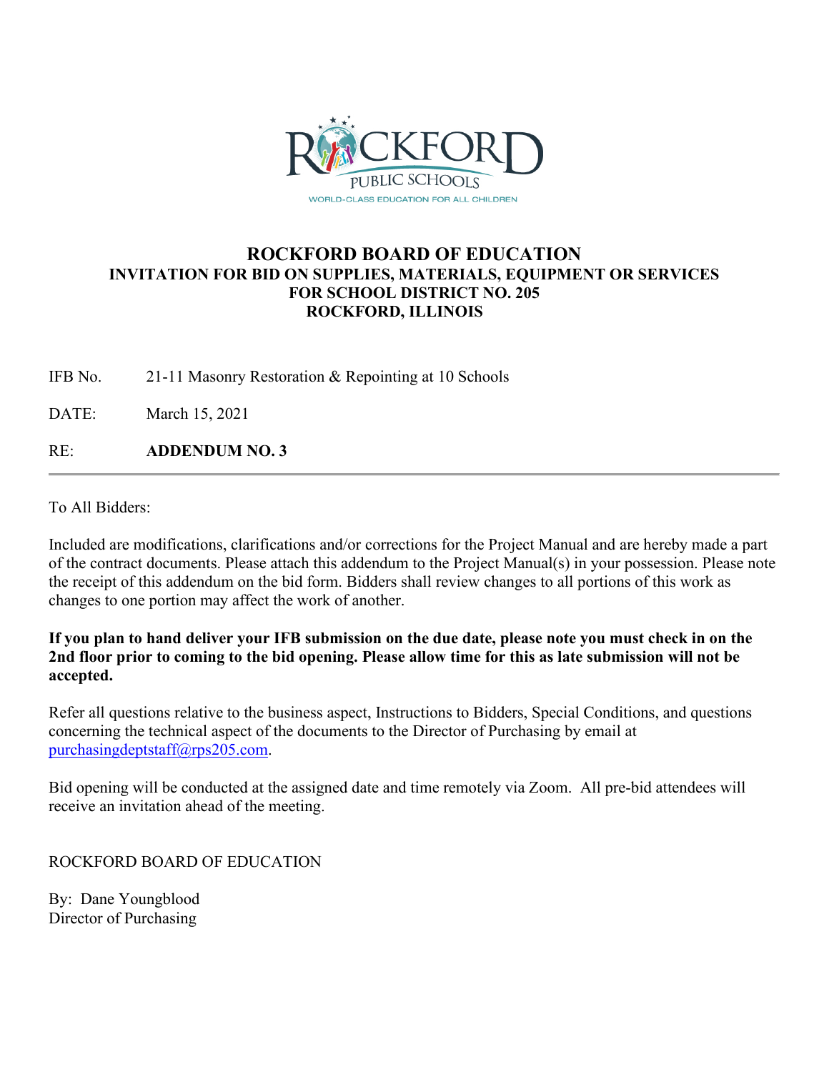ROCKFORD PUBLIC SCHOOLS

WORLD-CLASS EDUCATION FOR ALL CHILDREN

# ROCKFORD BOARD OF EDUCATION

## INVITATION FOR BID ON SUPPLIES, MATERIALS, EQUIPMENT OR SERVICES FOR SCHOOL DISTRICT NO. 205 ROCKFORD, ILLINOIS

IFB No. 21-11 Masonry Restoration & Repointing at 10 Schools

DATE: March 15, 2021

RE: **ADDENDUM NO. 3**

---

To All Bidders:

Included are modifications, clarifications and/or corrections for the Project Manual and are hereby made a part of the contract documents. Please attach this addendum to the Project Manual(s) in your possession. Please note the receipt of this addendum on the bid form. Bidders shall review changes to all portions of this work as changes to one portion may affect the work of another.

**If you plan to hand deliver your IFB submission on the due date, please note you must check in on the 2nd floor prior to coming to the bid opening. Please allow time for this as late submission will not be accepted.**

Refer all questions relative to the business aspect, Instructions to Bidders, Special Conditions, and questions concerning the technical aspect of the documents to the Director of Purchasing by email at purchasingdeptstaff@rps205.com.

Bid opening will be conducted at the assigned date and time remotely via Zoom. All pre-bid attendees will receive an invitation ahead of the meeting.

ROCKFORD BOARD OF EDUCATION

By: Dane Youngblood
Director of Purchasing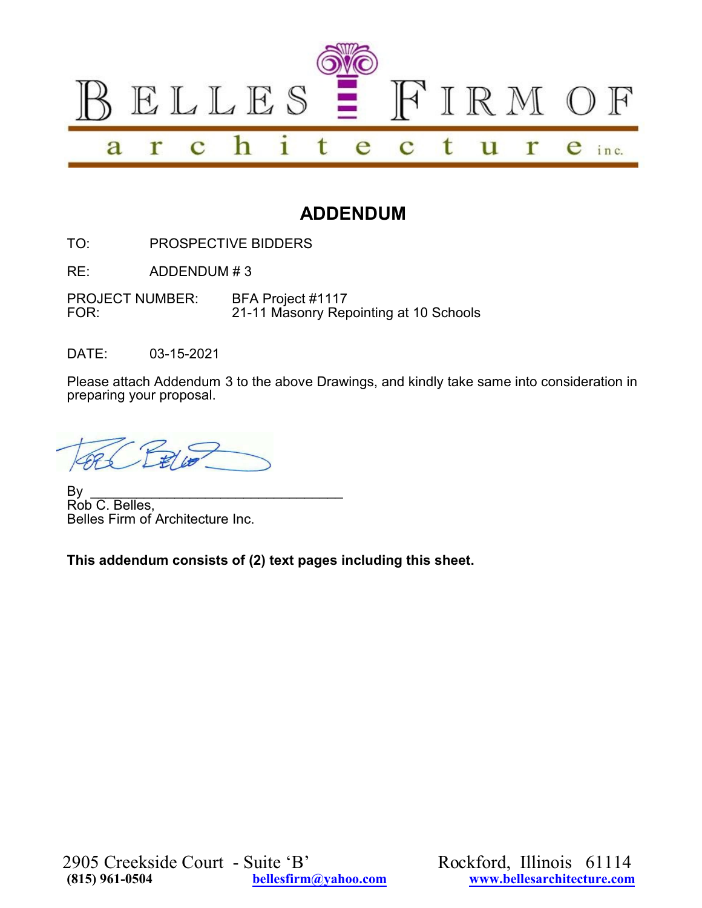BELLES FIRM OF architecture inc.

# ADDENDUM

TO: PROSPECTIVE BIDDERS

RE: ADDENDUM # 3

PROJECT NUMBER: BFA Project #1117
FOR: 21-11 Masonry Repointing at 10 Schools

DATE: 03-15-2021

Please attach Addendum 3 to the above Drawings, and kindly take same into consideration in preparing your proposal.

By ________________________________
Rob C. Belles,
Belles Firm of Architecture Inc.

**This addendum consists of (2) text pages including this sheet.**

2905 Creekside Court - Suite 'B' Rockford, Illinois 61114
**(815) 961-0504** **bellesfirm@yahoo.com** **www.bellesarchitecture.com**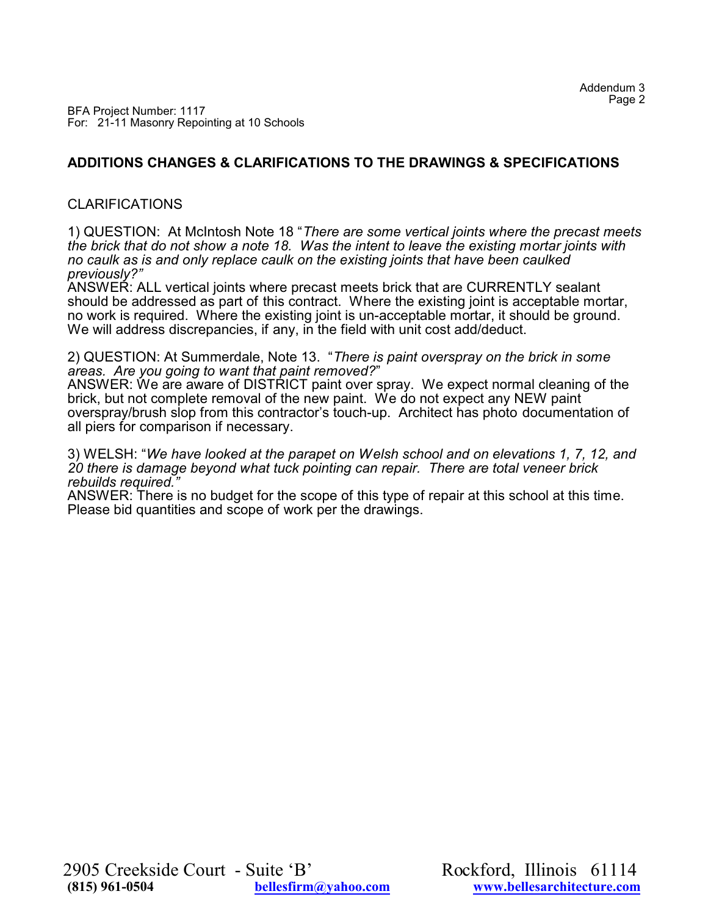BFA Project Number: 1117
For: 21-11 Masonry Repointing at 10 Schools

## ADDITIONS CHANGES & CLARIFICATIONS TO THE DRAWINGS & SPECIFICATIONS

CLARIFICATIONS

1) QUESTION: At McIntosh Note 18 "*There are some vertical joints where the precast meets the brick that do not show a note 18. Was the intent to leave the existing mortar joints with no caulk as is and only replace caulk on the existing joints that have been caulked previously?"*
ANSWER: ALL vertical joints where precast meets brick that are CURRENTLY sealant should be addressed as part of this contract. Where the existing joint is acceptable mortar, no work is required. Where the existing joint is un-acceptable mortar, it should be ground. We will address discrepancies, if any, in the field with unit cost add/deduct.

2) QUESTION: At Summerdale, Note 13. "*There is paint overspray on the brick in some areas. Are you going to want that paint removed?*"
ANSWER: We are aware of DISTRICT paint over spray. We expect normal cleaning of the brick, but not complete removal of the new paint. We do not expect any NEW paint overspray/brush slop from this contractor's touch-up. Architect has photo documentation of all piers for comparison if necessary.

3) WELSH: "*We have looked at the parapet on Welsh school and on elevations 1, 7, 12, and 20 there is damage beyond what tuck pointing can repair. There are total veneer brick rebuilds required."*
ANSWER: There is no budget for the scope of this type of repair at this school at this time. Please bid quantities and scope of work per the drawings.